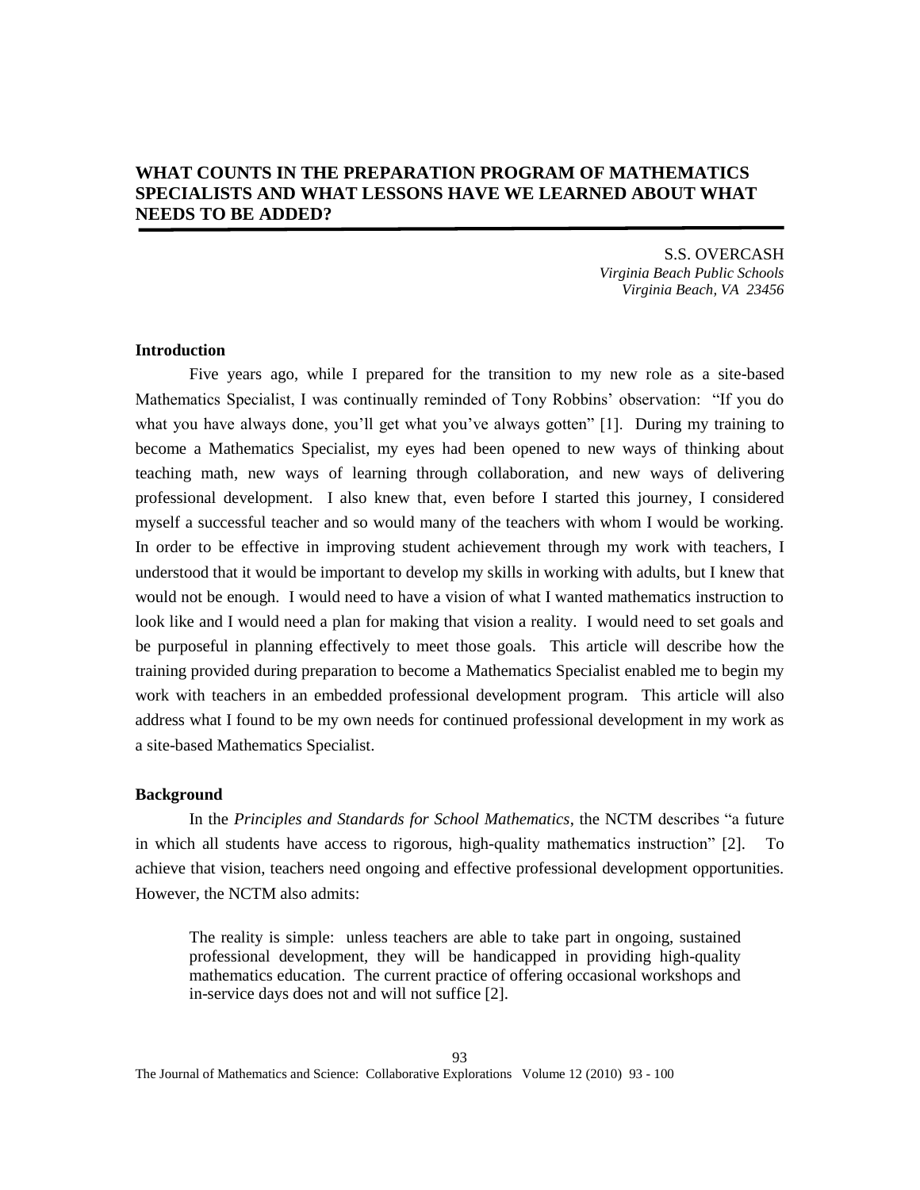# WHAT COUNTS IN THE PREPARATION PROGRAM OF MATHEMATICS SPECIALISTS AND WHAT LESSONS HAVE WE LEARNED ABOUT WHAT NEEDS TO BE ADDED?

S.S. OVERCASH
*Virginia Beach Public Schools*
*Virginia Beach, VA 23456*

## Introduction

Five years ago, while I prepared for the transition to my new role as a site-based Mathematics Specialist, I was continually reminded of Tony Robbins' observation: "If you do what you have always done, you'll get what you've always gotten" [1]. During my training to become a Mathematics Specialist, my eyes had been opened to new ways of thinking about teaching math, new ways of learning through collaboration, and new ways of delivering professional development. I also knew that, even before I started this journey, I considered myself a successful teacher and so would many of the teachers with whom I would be working. In order to be effective in improving student achievement through my work with teachers, I understood that it would be important to develop my skills in working with adults, but I knew that would not be enough. I would need to have a vision of what I wanted mathematics instruction to look like and I would need a plan for making that vision a reality. I would need to set goals and be purposeful in planning effectively to meet those goals. This article will describe how the training provided during preparation to become a Mathematics Specialist enabled me to begin my work with teachers in an embedded professional development program. This article will also address what I found to be my own needs for continued professional development in my work as a site-based Mathematics Specialist.

## Background

In the *Principles and Standards for School Mathematics*, the NCTM describes "a future in which all students have access to rigorous, high-quality mathematics instruction" [2]. To achieve that vision, teachers need ongoing and effective professional development opportunities. However, the NCTM also admits:

> The reality is simple: unless teachers are able to take part in ongoing, sustained professional development, they will be handicapped in providing high-quality mathematics education. The current practice of offering occasional workshops and in-service days does not and will not suffice [2].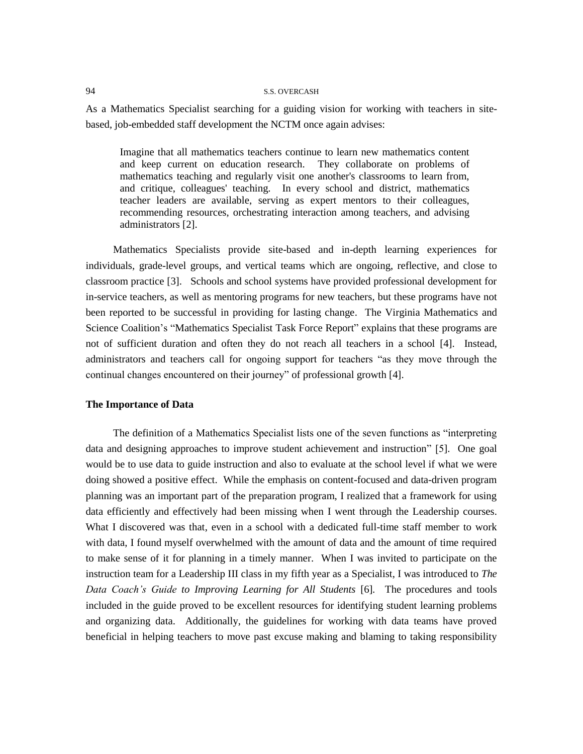As a Mathematics Specialist searching for a guiding vision for working with teachers in site-based, job-embedded staff development the NCTM once again advises:

> Imagine that all mathematics teachers continue to learn new mathematics content and keep current on education research. They collaborate on problems of mathematics teaching and regularly visit one another's classrooms to learn from, and critique, colleagues' teaching. In every school and district, mathematics teacher leaders are available, serving as expert mentors to their colleagues, recommending resources, orchestrating interaction among teachers, and advising administrators [2].

Mathematics Specialists provide site-based and in-depth learning experiences for individuals, grade-level groups, and vertical teams which are ongoing, reflective, and close to classroom practice [3]. Schools and school systems have provided professional development for in-service teachers, as well as mentoring programs for new teachers, but these programs have not been reported to be successful in providing for lasting change. The Virginia Mathematics and Science Coalition's "Mathematics Specialist Task Force Report" explains that these programs are not of sufficient duration and often they do not reach all teachers in a school [4]. Instead, administrators and teachers call for ongoing support for teachers "as they move through the continual changes encountered on their journey" of professional growth [4].

**The Importance of Data**

The definition of a Mathematics Specialist lists one of the seven functions as "interpreting data and designing approaches to improve student achievement and instruction" [5]. One goal would be to use data to guide instruction and also to evaluate at the school level if what we were doing showed a positive effect. While the emphasis on content-focused and data-driven program planning was an important part of the preparation program, I realized that a framework for using data efficiently and effectively had been missing when I went through the Leadership courses. What I discovered was that, even in a school with a dedicated full-time staff member to work with data, I found myself overwhelmed with the amount of data and the amount of time required to make sense of it for planning in a timely manner. When I was invited to participate on the instruction team for a Leadership III class in my fifth year as a Specialist, I was introduced to *The Data Coach's Guide to Improving Learning for All Students* [6]. The procedures and tools included in the guide proved to be excellent resources for identifying student learning problems and organizing data. Additionally, the guidelines for working with data teams have proved beneficial in helping teachers to move past excuse making and blaming to taking responsibility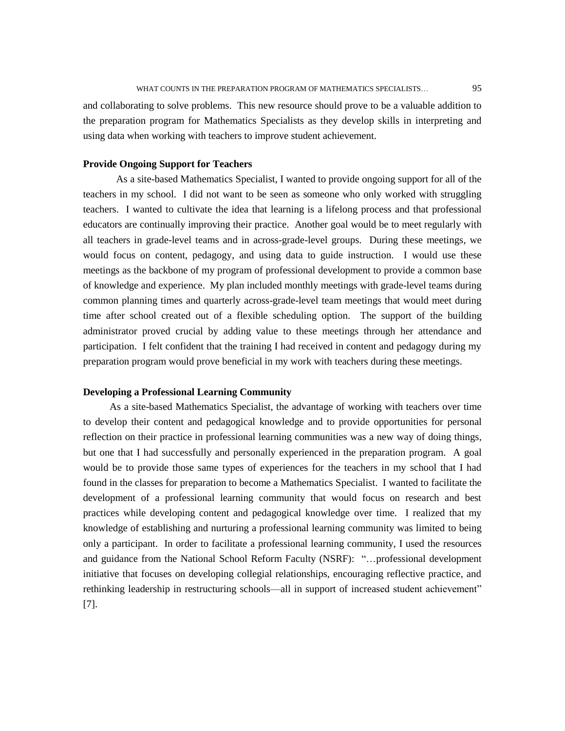and collaborating to solve problems. This new resource should prove to be a valuable addition to the preparation program for Mathematics Specialists as they develop skills in interpreting and using data when working with teachers to improve student achievement.

**Provide Ongoing Support for Teachers**

As a site-based Mathematics Specialist, I wanted to provide ongoing support for all of the teachers in my school. I did not want to be seen as someone who only worked with struggling teachers. I wanted to cultivate the idea that learning is a lifelong process and that professional educators are continually improving their practice. Another goal would be to meet regularly with all teachers in grade-level teams and in across-grade-level groups. During these meetings, we would focus on content, pedagogy, and using data to guide instruction. I would use these meetings as the backbone of my program of professional development to provide a common base of knowledge and experience. My plan included monthly meetings with grade-level teams during common planning times and quarterly across-grade-level team meetings that would meet during time after school created out of a flexible scheduling option. The support of the building administrator proved crucial by adding value to these meetings through her attendance and participation. I felt confident that the training I had received in content and pedagogy during my preparation program would prove beneficial in my work with teachers during these meetings.

**Developing a Professional Learning Community**

As a site-based Mathematics Specialist, the advantage of working with teachers over time to develop their content and pedagogical knowledge and to provide opportunities for personal reflection on their practice in professional learning communities was a new way of doing things, but one that I had successfully and personally experienced in the preparation program. A goal would be to provide those same types of experiences for the teachers in my school that I had found in the classes for preparation to become a Mathematics Specialist. I wanted to facilitate the development of a professional learning community that would focus on research and best practices while developing content and pedagogical knowledge over time. I realized that my knowledge of establishing and nurturing a professional learning community was limited to being only a participant. In order to facilitate a professional learning community, I used the resources and guidance from the National School Reform Faculty (NSRF): "…professional development initiative that focuses on developing collegial relationships, encouraging reflective practice, and rethinking leadership in restructuring schools—all in support of increased student achievement" [7].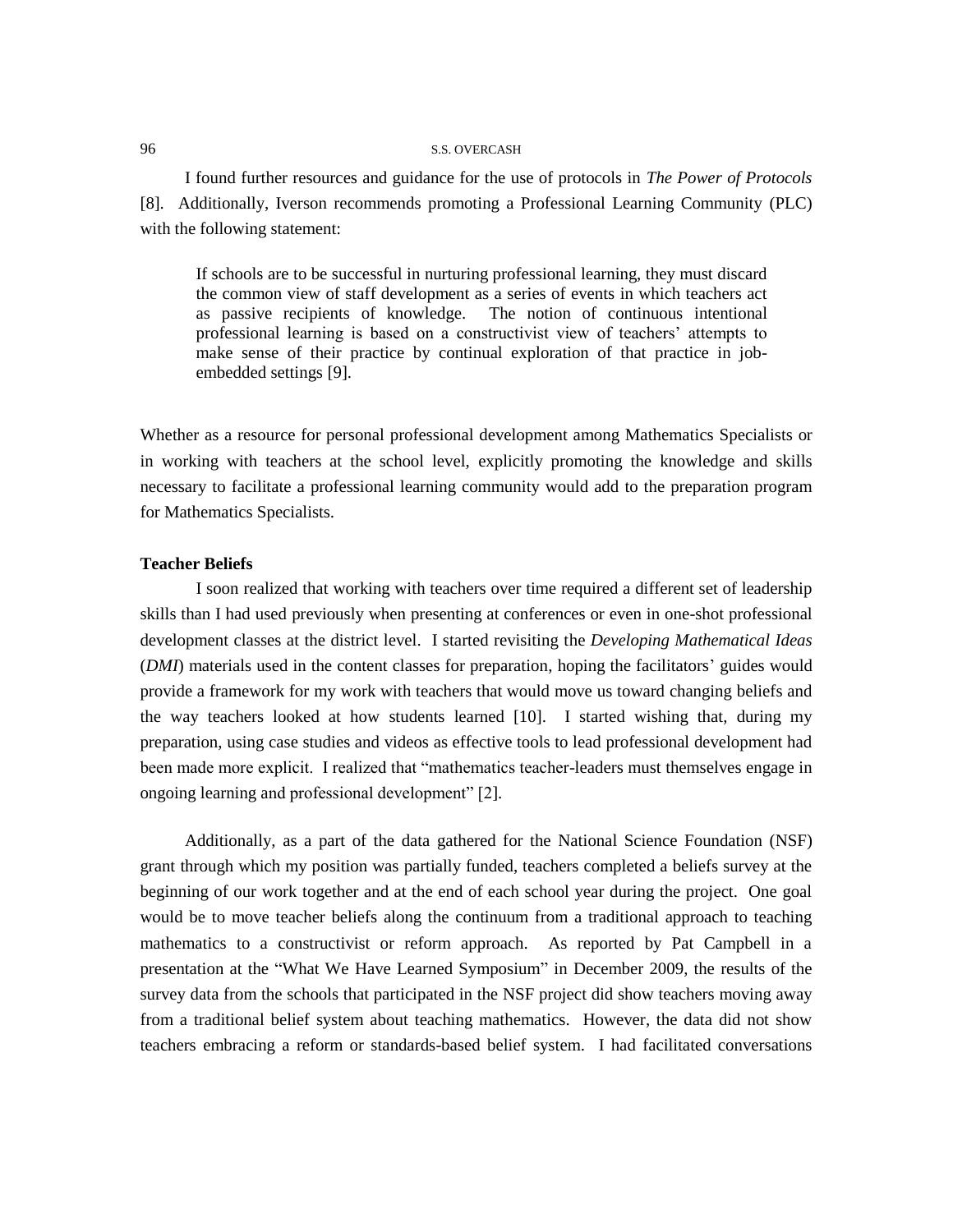I found further resources and guidance for the use of protocols in *The Power of Protocols* [8]. Additionally, Iverson recommends promoting a Professional Learning Community (PLC) with the following statement:

> If schools are to be successful in nurturing professional learning, they must discard the common view of staff development as a series of events in which teachers act as passive recipients of knowledge. The notion of continuous intentional professional learning is based on a constructivist view of teachers' attempts to make sense of their practice by continual exploration of that practice in job-embedded settings [9].

Whether as a resource for personal professional development among Mathematics Specialists or in working with teachers at the school level, explicitly promoting the knowledge and skills necessary to facilitate a professional learning community would add to the preparation program for Mathematics Specialists.

**Teacher Beliefs**

I soon realized that working with teachers over time required a different set of leadership skills than I had used previously when presenting at conferences or even in one-shot professional development classes at the district level. I started revisiting the *Developing Mathematical Ideas* (*DMI*) materials used in the content classes for preparation, hoping the facilitators' guides would provide a framework for my work with teachers that would move us toward changing beliefs and the way teachers looked at how students learned [10]. I started wishing that, during my preparation, using case studies and videos as effective tools to lead professional development had been made more explicit. I realized that "mathematics teacher-leaders must themselves engage in ongoing learning and professional development" [2].

Additionally, as a part of the data gathered for the National Science Foundation (NSF) grant through which my position was partially funded, teachers completed a beliefs survey at the beginning of our work together and at the end of each school year during the project. One goal would be to move teacher beliefs along the continuum from a traditional approach to teaching mathematics to a constructivist or reform approach. As reported by Pat Campbell in a presentation at the "What We Have Learned Symposium" in December 2009, the results of the survey data from the schools that participated in the NSF project did show teachers moving away from a traditional belief system about teaching mathematics. However, the data did not show teachers embracing a reform or standards-based belief system. I had facilitated conversations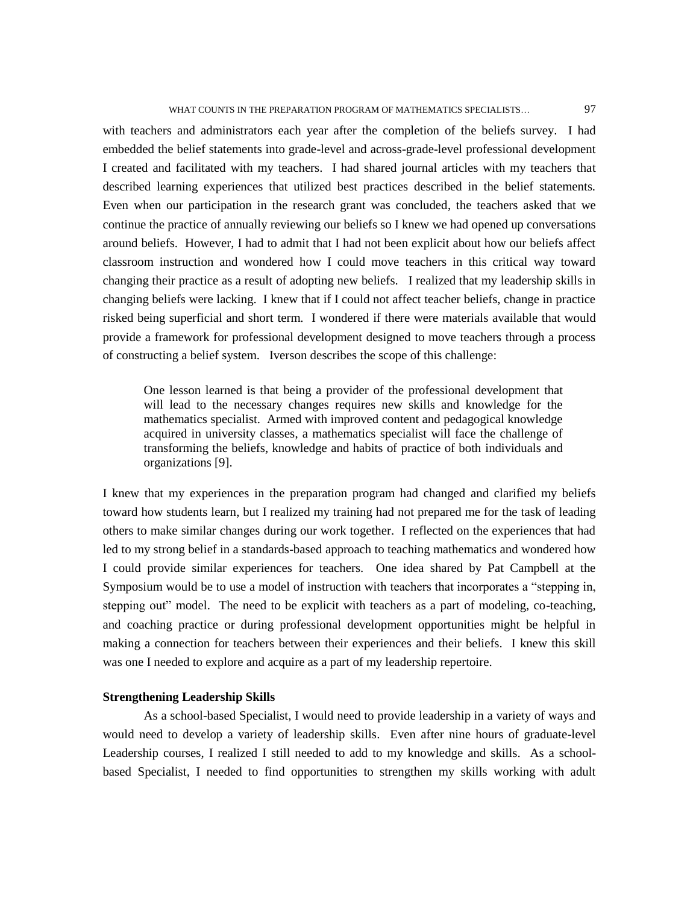with teachers and administrators each year after the completion of the beliefs survey. I had embedded the belief statements into grade-level and across-grade-level professional development I created and facilitated with my teachers. I had shared journal articles with my teachers that described learning experiences that utilized best practices described in the belief statements. Even when our participation in the research grant was concluded, the teachers asked that we continue the practice of annually reviewing our beliefs so I knew we had opened up conversations around beliefs. However, I had to admit that I had not been explicit about how our beliefs affect classroom instruction and wondered how I could move teachers in this critical way toward changing their practice as a result of adopting new beliefs. I realized that my leadership skills in changing beliefs were lacking. I knew that if I could not affect teacher beliefs, change in practice risked being superficial and short term. I wondered if there were materials available that would provide a framework for professional development designed to move teachers through a process of constructing a belief system. Iverson describes the scope of this challenge:

> One lesson learned is that being a provider of the professional development that will lead to the necessary changes requires new skills and knowledge for the mathematics specialist. Armed with improved content and pedagogical knowledge acquired in university classes, a mathematics specialist will face the challenge of transforming the beliefs, knowledge and habits of practice of both individuals and organizations [9].

I knew that my experiences in the preparation program had changed and clarified my beliefs toward how students learn, but I realized my training had not prepared me for the task of leading others to make similar changes during our work together. I reflected on the experiences that had led to my strong belief in a standards-based approach to teaching mathematics and wondered how I could provide similar experiences for teachers. One idea shared by Pat Campbell at the Symposium would be to use a model of instruction with teachers that incorporates a "stepping in, stepping out" model. The need to be explicit with teachers as a part of modeling, co-teaching, and coaching practice or during professional development opportunities might be helpful in making a connection for teachers between their experiences and their beliefs. I knew this skill was one I needed to explore and acquire as a part of my leadership repertoire.

**Strengthening Leadership Skills**

As a school-based Specialist, I would need to provide leadership in a variety of ways and would need to develop a variety of leadership skills. Even after nine hours of graduate-level Leadership courses, I realized I still needed to add to my knowledge and skills. As a school-based Specialist, I needed to find opportunities to strengthen my skills working with adult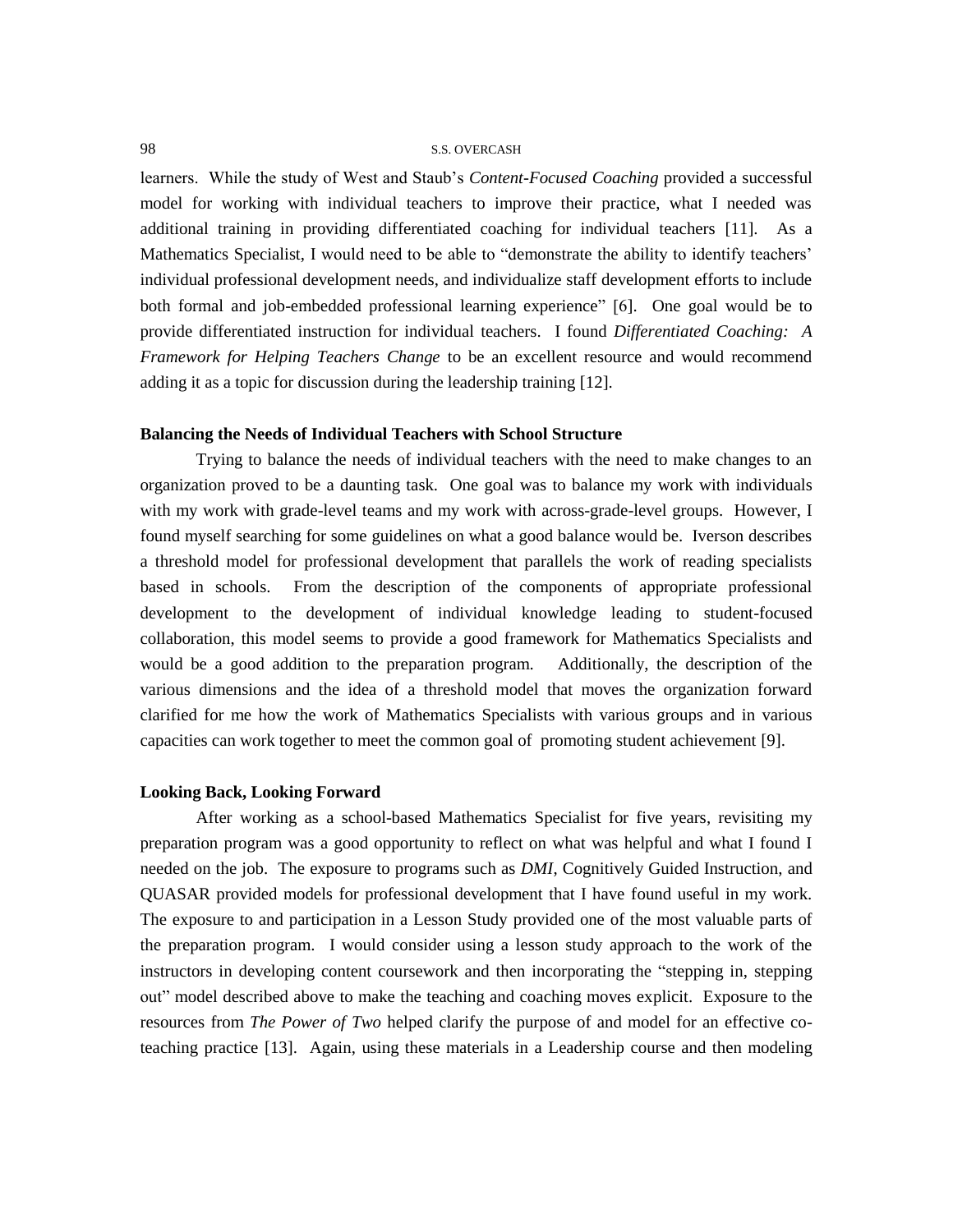learners. While the study of West and Staub's *Content-Focused Coaching* provided a successful model for working with individual teachers to improve their practice, what I needed was additional training in providing differentiated coaching for individual teachers [11]. As a Mathematics Specialist, I would need to be able to "demonstrate the ability to identify teachers' individual professional development needs, and individualize staff development efforts to include both formal and job-embedded professional learning experience" [6]. One goal would be to provide differentiated instruction for individual teachers. I found *Differentiated Coaching: A Framework for Helping Teachers Change* to be an excellent resource and would recommend adding it as a topic for discussion during the leadership training [12].

**Balancing the Needs of Individual Teachers with School Structure**

Trying to balance the needs of individual teachers with the need to make changes to an organization proved to be a daunting task. One goal was to balance my work with individuals with my work with grade-level teams and my work with across-grade-level groups. However, I found myself searching for some guidelines on what a good balance would be. Iverson describes a threshold model for professional development that parallels the work of reading specialists based in schools. From the description of the components of appropriate professional development to the development of individual knowledge leading to student-focused collaboration, this model seems to provide a good framework for Mathematics Specialists and would be a good addition to the preparation program. Additionally, the description of the various dimensions and the idea of a threshold model that moves the organization forward clarified for me how the work of Mathematics Specialists with various groups and in various capacities can work together to meet the common goal of promoting student achievement [9].

**Looking Back, Looking Forward**

After working as a school-based Mathematics Specialist for five years, revisiting my preparation program was a good opportunity to reflect on what was helpful and what I found I needed on the job. The exposure to programs such as *DMI*, Cognitively Guided Instruction, and QUASAR provided models for professional development that I have found useful in my work. The exposure to and participation in a Lesson Study provided one of the most valuable parts of the preparation program. I would consider using a lesson study approach to the work of the instructors in developing content coursework and then incorporating the "stepping in, stepping out" model described above to make the teaching and coaching moves explicit. Exposure to the resources from *The Power of Two* helped clarify the purpose of and model for an effective co-teaching practice [13]. Again, using these materials in a Leadership course and then modeling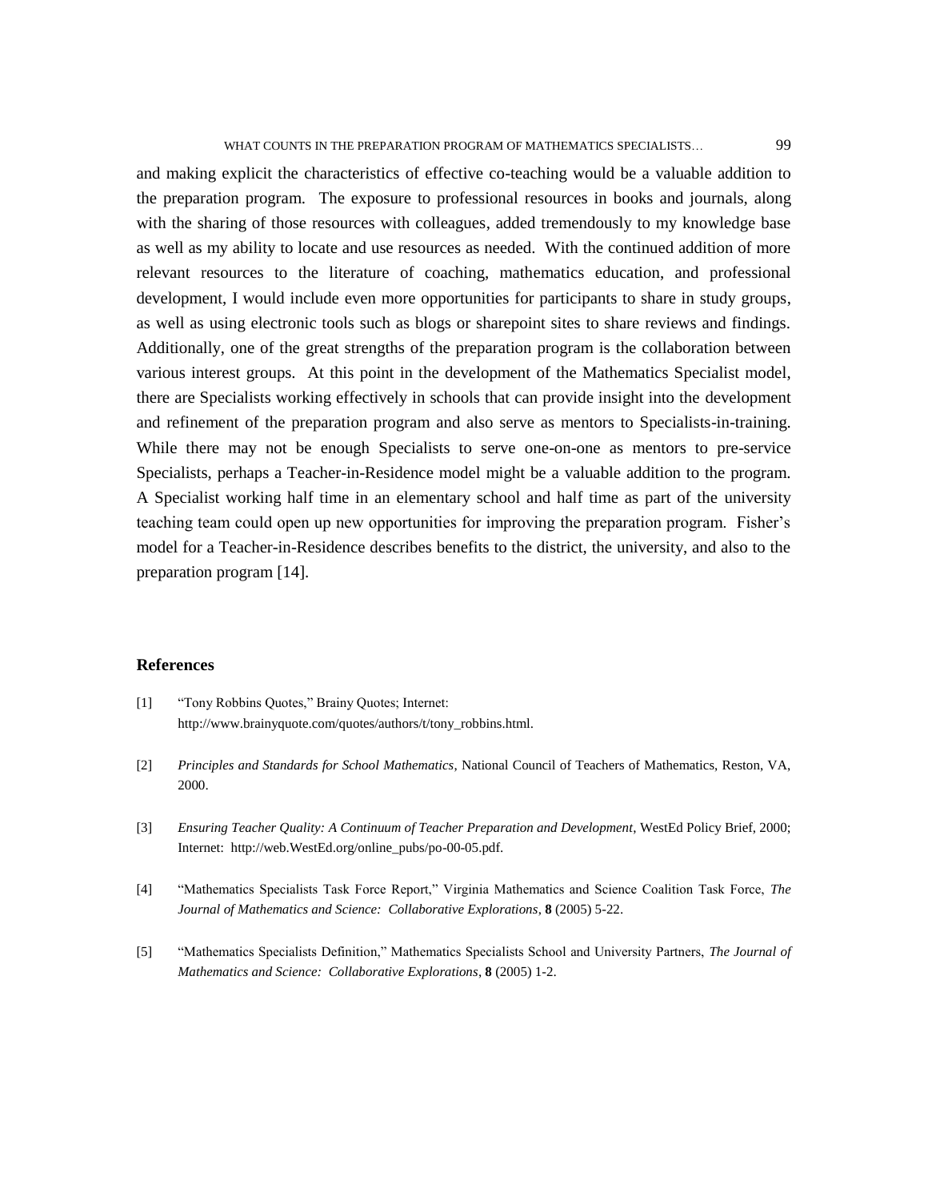and making explicit the characteristics of effective co-teaching would be a valuable addition to the preparation program. The exposure to professional resources in books and journals, along with the sharing of those resources with colleagues, added tremendously to my knowledge base as well as my ability to locate and use resources as needed. With the continued addition of more relevant resources to the literature of coaching, mathematics education, and professional development, I would include even more opportunities for participants to share in study groups, as well as using electronic tools such as blogs or sharepoint sites to share reviews and findings. Additionally, one of the great strengths of the preparation program is the collaboration between various interest groups. At this point in the development of the Mathematics Specialist model, there are Specialists working effectively in schools that can provide insight into the development and refinement of the preparation program and also serve as mentors to Specialists-in-training. While there may not be enough Specialists to serve one-on-one as mentors to pre-service Specialists, perhaps a Teacher-in-Residence model might be a valuable addition to the program. A Specialist working half time in an elementary school and half time as part of the university teaching team could open up new opportunities for improving the preparation program. Fisher's model for a Teacher-in-Residence describes benefits to the district, the university, and also to the preparation program [14].

### References

[1] "Tony Robbins Quotes," Brainy Quotes; Internet: http://www.brainyquote.com/quotes/authors/t/tony_robbins.html.

[2] *Principles and Standards for School Mathematics*, National Council of Teachers of Mathematics, Reston, VA, 2000.

[3] *Ensuring Teacher Quality: A Continuum of Teacher Preparation and Development*, WestEd Policy Brief, 2000; Internet: http://web.WestEd.org/online_pubs/po-00-05.pdf.

[4] "Mathematics Specialists Task Force Report," Virginia Mathematics and Science Coalition Task Force, *The Journal of Mathematics and Science: Collaborative Explorations*, **8** (2005) 5-22.

[5] "Mathematics Specialists Definition," Mathematics Specialists School and University Partners, *The Journal of Mathematics and Science: Collaborative Explorations*, **8** (2005) 1-2.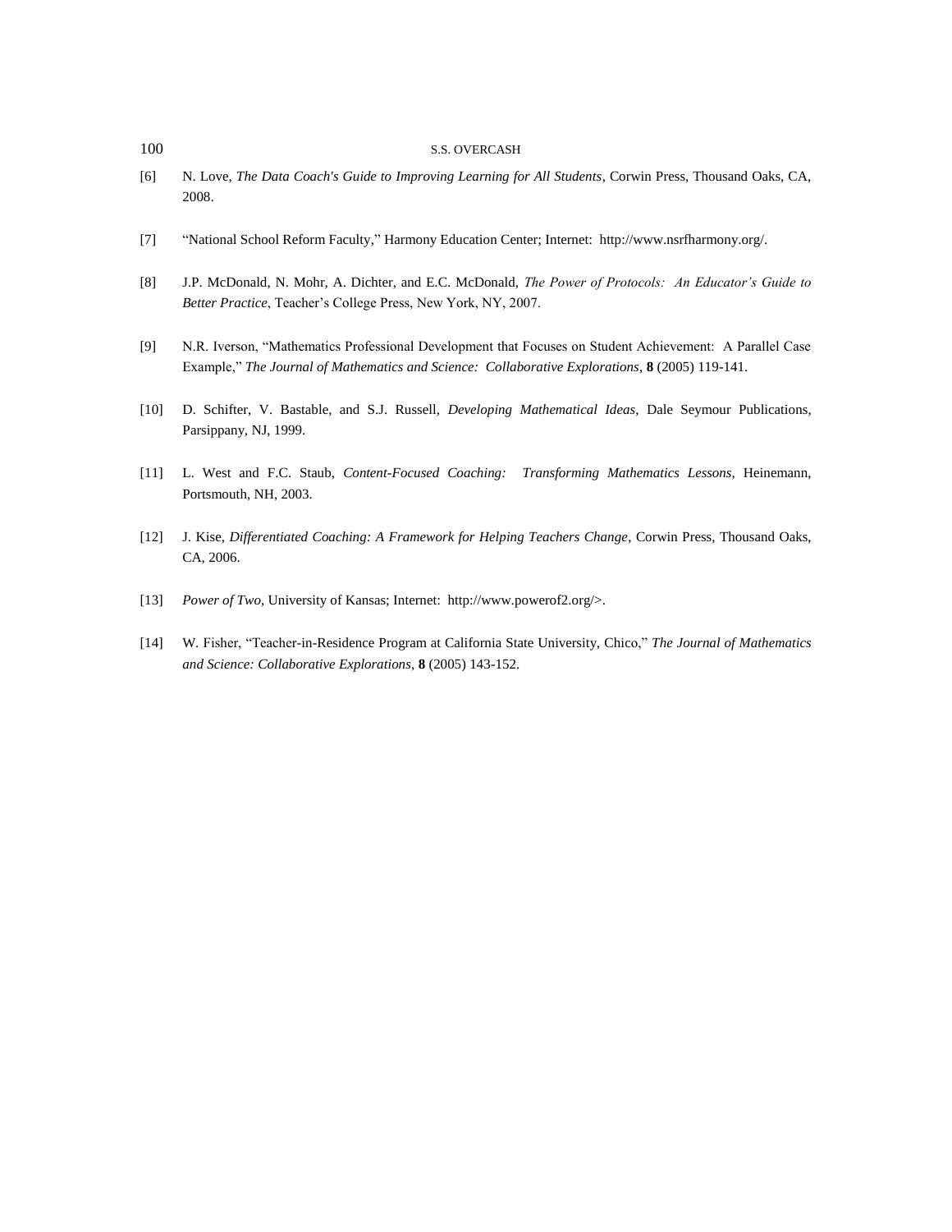[6] N. Love, *The Data Coach's Guide to Improving Learning for All Students*, Corwin Press, Thousand Oaks, CA, 2008.

[7] "National School Reform Faculty," Harmony Education Center; Internet: http://www.nsrfharmony.org/.

[8] J.P. McDonald, N. Mohr, A. Dichter, and E.C. McDonald, *The Power of Protocols: An Educator's Guide to Better Practice*, Teacher's College Press, New York, NY, 2007.

[9] N.R. Iverson, "Mathematics Professional Development that Focuses on Student Achievement: A Parallel Case Example," *The Journal of Mathematics and Science: Collaborative Explorations*, **8** (2005) 119-141.

[10] D. Schifter, V. Bastable, and S.J. Russell, *Developing Mathematical Ideas*, Dale Seymour Publications, Parsippany, NJ, 1999.

[11] L. West and F.C. Staub, *Content-Focused Coaching: Transforming Mathematics Lessons,* Heinemann, Portsmouth, NH, 2003.

[12] J. Kise, *Differentiated Coaching: A Framework for Helping Teachers Change*, Corwin Press, Thousand Oaks, CA, 2006.

[13] *Power of Two*, University of Kansas; Internet: http://www.powerof2.org/>.

[14] W. Fisher, "Teacher-in-Residence Program at California State University, Chico," *The Journal of Mathematics and Science: Collaborative Explorations*, **8** (2005) 143-152.